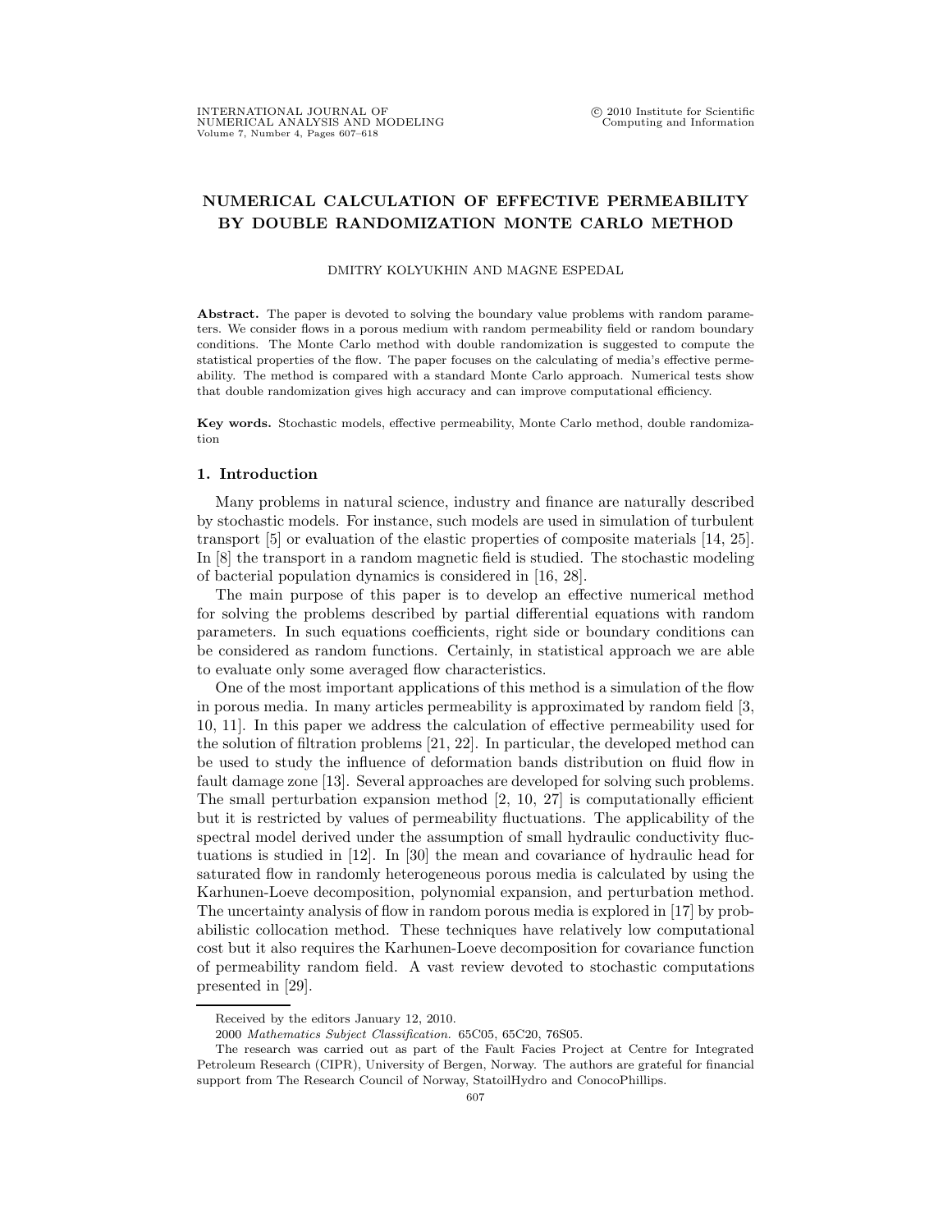# NUMERICAL CALCULATION OF EFFECTIVE PERMEABILITY BY DOUBLE RANDOMIZATION MONTE CARLO METHOD

DMITRY KOLYUKHIN AND MAGNE ESPEDAL

**Abstract.** The paper is devoted to solving the boundary value problems with random parameters. We consider flows in a porous medium with random permeability field or random boundary conditions. The Monte Carlo method with double randomization is suggested to compute the statistical properties of the flow. The paper focuses on the calculating of media's effective permeability. The method is compared with a standard Monte Carlo approach. Numerical tests show that double randomization gives high accuracy and can improve computational efficiency.

**Key words.** Stochastic models, effective permeability, Monte Carlo method, double randomization

## 1. Introduction

Many problems in natural science, industry and finance are naturally described by stochastic models. For instance, such models are used in simulation of turbulent transport [5] or evaluation of the elastic properties of composite materials [14, 25]. In [8] the transport in a random magnetic field is studied. The stochastic modeling of bacterial population dynamics is considered in [16, 28].

The main purpose of this paper is to develop an effective numerical method for solving the problems described by partial differential equations with random parameters. In such equations coefficients, right side or boundary conditions can be considered as random functions. Certainly, in statistical approach we are able to evaluate only some averaged flow characteristics.

One of the most important applications of this method is a simulation of the flow in porous media. In many articles permeability is approximated by random field [3, 10, 11]. In this paper we address the calculation of effective permeability used for the solution of filtration problems [21, 22]. In particular, the developed method can be used to study the influence of deformation bands distribution on fluid flow in fault damage zone [13]. Several approaches are developed for solving such problems. The small perturbation expansion method [2, 10, 27] is computationally efficient but it is restricted by values of permeability fluctuations. The applicability of the spectral model derived under the assumption of small hydraulic conductivity fluctuations is studied in [12]. In [30] the mean and covariance of hydraulic head for saturated flow in randomly heterogeneous porous media is calculated by using the Karhunen-Loeve decomposition, polynomial expansion, and perturbation method. The uncertainty analysis of flow in random porous media is explored in [17] by probabilistic collocation method. These techniques have relatively low computational cost but it also requires the Karhunen-Loeve decomposition for covariance function of permeability random field. A vast review devoted to stochastic computations presented in [29].

---

Received by the editors January 12, 2010.

2000 *Mathematics Subject Classification.* 65C05, 65C20, 76S05.

The research was carried out as part of the Fault Facies Project at Centre for Integrated Petroleum Research (CIPR), University of Bergen, Norway. The authors are grateful for financial support from The Research Council of Norway, StatoilHydro and ConocoPhillips.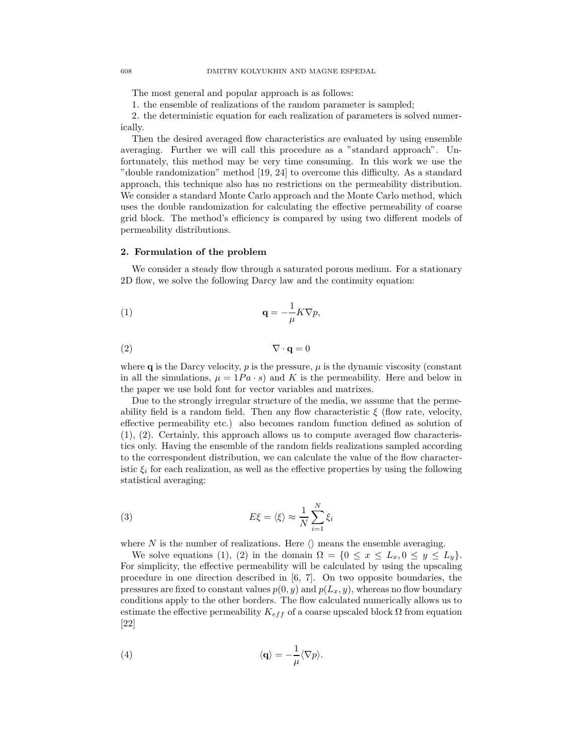The most general and popular approach is as follows:

1. the ensemble of realizations of the random parameter is sampled;

2. the deterministic equation for each realization of parameters is solved numerically.

Then the desired averaged flow characteristics are evaluated by using ensemble averaging. Further we will call this procedure as a "standard approach". Unfortunately, this method may be very time consuming. In this work we use the "double randomization" method [19, 24] to overcome this difficulty. As a standard approach, this technique also has no restrictions on the permeability distribution. We consider a standard Monte Carlo approach and the Monte Carlo method, which uses the double randomization for calculating the effective permeability of coarse grid block. The method's efficiency is compared by using two different models of permeability distributions.

## 2. Formulation of the problem

We consider a steady flow through a saturated porous medium. For a stationary 2D flow, we solve the following Darcy law and the continuity equation:

$$\mathbf{q} = -\frac{1}{\mu} K \nabla p, \tag{1}$$

$$\nabla \cdot \mathbf{q} = 0 \tag{2}$$

where $\mathbf{q}$ is the Darcy velocity, $p$ is the pressure, $\mu$ is the dynamic viscosity (constant in all the simulations, $\mu = 1 Pa \cdot s$) and $K$ is the permeability. Here and below in the paper we use bold font for vector variables and matrixes.

Due to the strongly irregular structure of the media, we assume that the permeability field is a random field. Then any flow characteristic $\xi$ (flow rate, velocity, effective permeability etc.) also becomes random function defined as solution of (1), (2). Certainly, this approach allows us to compute averaged flow characteristics only. Having the ensemble of the random fields realizations sampled according to the correspondent distribution, we can calculate the value of the flow characteristic $\xi_i$ for each realization, as well as the effective properties by using the following statistical averaging:

$$E\xi = \langle \xi \rangle \approx \frac{1}{N} \sum_{i=1}^{N} \xi_i \tag{3}$$

where $N$ is the number of realizations. Here $\langle\rangle$ means the ensemble averaging.

We solve equations (1), (2) in the domain $\Omega = \{0 \leq x \leq L_x, 0 \leq y \leq L_y\}$. For simplicity, the effective permeability will be calculated by using the upscaling procedure in one direction described in [6, 7]. On two opposite boundaries, the pressures are fixed to constant values $p(0, y)$ and $p(L_x, y)$, whereas no flow boundary conditions apply to the other borders. The flow calculated numerically allows us to estimate the effective permeability $K_{eff}$ of a coarse upscaled block $\Omega$ from equation [22]

$$\langle \mathbf{q} \rangle = -\frac{1}{\mu} \langle \nabla p \rangle. \tag{4}$$